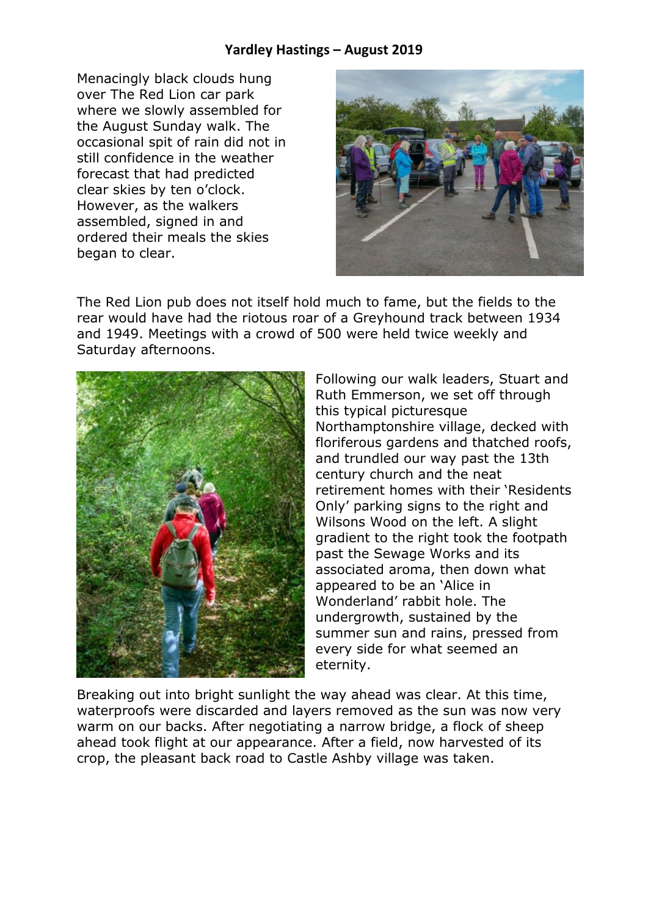## Yardley Hastings – August 2019

Menacingly black clouds hung over The Red Lion car park where we slowly assembled for the August Sunday walk. The occasional spit of rain did not in still confidence in the weather forecast that had predicted clear skies by ten o'clock. However, as the walkers assembled, signed in and ordered their meals the skies began to clear.

The Red Lion pub does not itself hold much to fame, but the fields to the rear would have had the riotous roar of a Greyhound track between 1934 and 1949. Meetings with a crowd of 500 were held twice weekly and Saturday afternoons.

Following our walk leaders, Stuart and Ruth Emmerson, we set off through this typical picturesque Northamptonshire village, decked with floriferous gardens and thatched roofs, and trundled our way past the 13th century church and the neat retirement homes with their 'Residents Only' parking signs to the right and Wilsons Wood on the left. A slight gradient to the right took the footpath past the Sewage Works and its associated aroma, then down what appeared to be an 'Alice in Wonderland' rabbit hole. The undergrowth, sustained by the summer sun and rains, pressed from every side for what seemed an eternity.

Breaking out into bright sunlight the way ahead was clear. At this time, waterproofs were discarded and layers removed as the sun was now very warm on our backs. After negotiating a narrow bridge, a flock of sheep ahead took flight at our appearance. After a field, now harvested of its crop, the pleasant back road to Castle Ashby village was taken.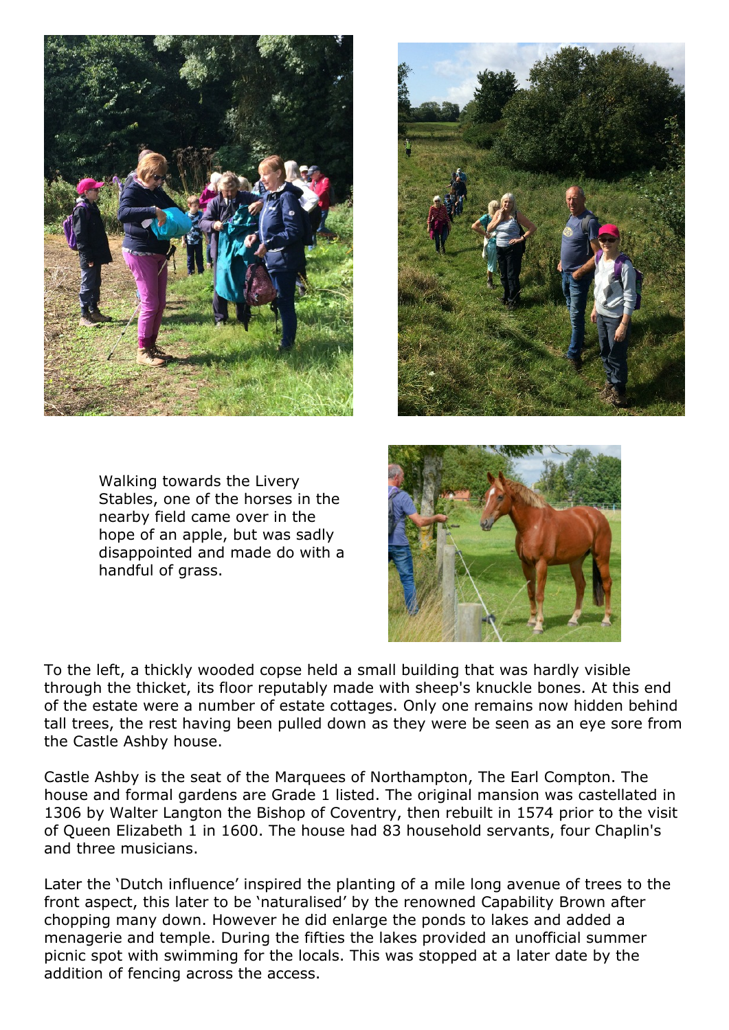Walking towards the Livery Stables, one of the horses in the nearby field came over in the hope of an apple, but was sadly disappointed and made do with a handful of grass.

To the left, a thickly wooded copse held a small building that was hardly visible through the thicket, its floor reputably made with sheep's knuckle bones. At this end of the estate were a number of estate cottages. Only one remains now hidden behind tall trees, the rest having been pulled down as they were be seen as an eye sore from the Castle Ashby house.

Castle Ashby is the seat of the Marquees of Northampton, The Earl Compton. The house and formal gardens are Grade 1 listed. The original mansion was castellated in 1306 by Walter Langton the Bishop of Coventry, then rebuilt in 1574 prior to the visit of Queen Elizabeth 1 in 1600. The house had 83 household servants, four Chaplin's and three musicians.

Later the 'Dutch influence' inspired the planting of a mile long avenue of trees to the front aspect, this later to be 'naturalised' by the renowned Capability Brown after chopping many down. However he did enlarge the ponds to lakes and added a menagerie and temple. During the fifties the lakes provided an unofficial summer picnic spot with swimming for the locals. This was stopped at a later date by the addition of fencing across the access.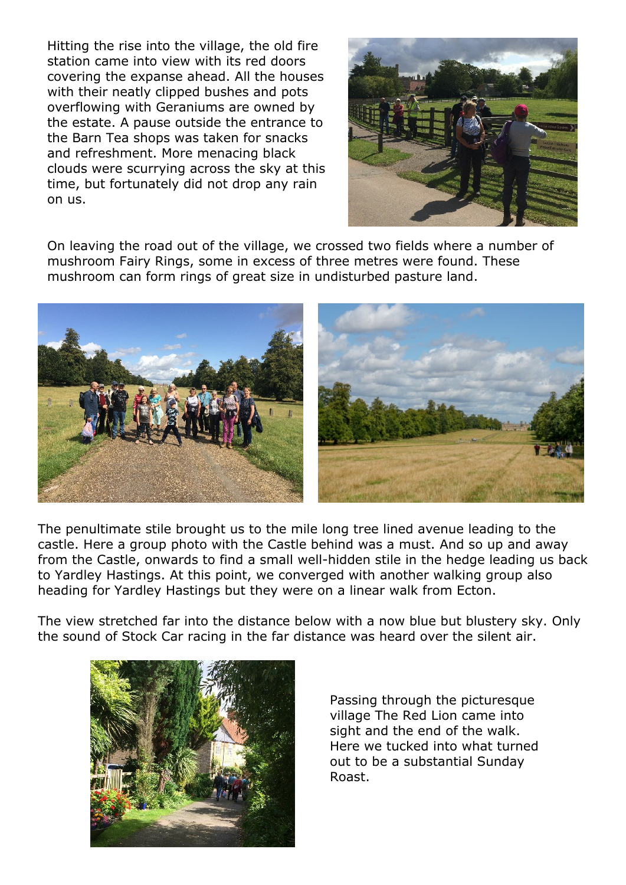Hitting the rise into the village, the old fire station came into view with its red doors covering the expanse ahead. All the houses with their neatly clipped bushes and pots overflowing with Geraniums are owned by the estate. A pause outside the entrance to the Barn Tea shops was taken for snacks and refreshment. More menacing black clouds were scurrying across the sky at this time, but fortunately did not drop any rain on us.

On leaving the road out of the village, we crossed two fields where a number of mushroom Fairy Rings, some in excess of three metres were found. These mushroom can form rings of great size in undisturbed pasture land.

The penultimate stile brought us to the mile long tree lined avenue leading to the castle. Here a group photo with the Castle behind was a must. And so up and away from the Castle, onwards to find a small well-hidden stile in the hedge leading us back to Yardley Hastings. At this point, we converged with another walking group also heading for Yardley Hastings but they were on a linear walk from Ecton.

The view stretched far into the distance below with a now blue but blustery sky. Only the sound of Stock Car racing in the far distance was heard over the silent air.

Passing through the picturesque village The Red Lion came into sight and the end of the walk. Here we tucked into what turned out to be a substantial Sunday Roast.